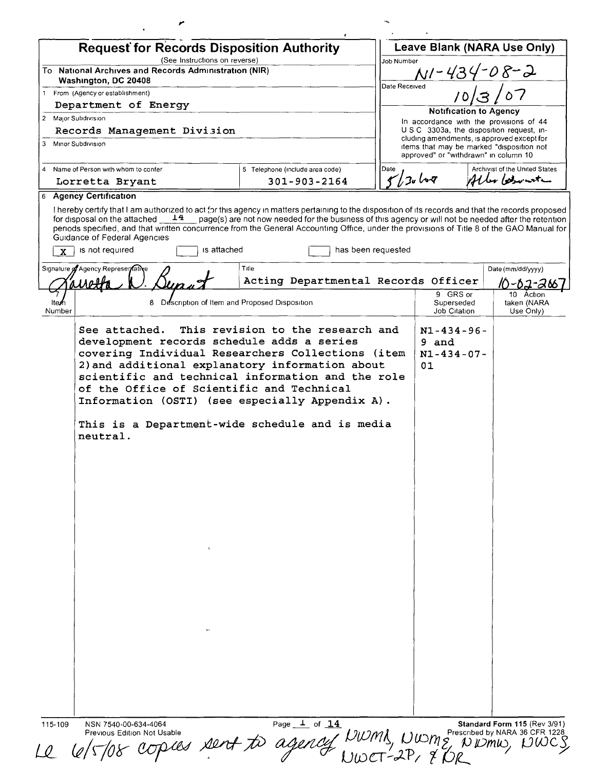# Request for Records Disposition Authority

(See Instructions on reverse)

**To National Archives and Records Administration (NIR) Washington, DC 20408**

**Leave Blank (NARA Use Only)**

Job Number: N1-434-08-2

Date Received: 10/3/07

**Notification to Agency**

In accordance with the provisions of 44 U S C 3303a, the disposition request, including amendments, is approved except for items that may be marked "disposition not approved" or "withdrawn" in column 10

Date: 5/30/08

Archivist of the United States: Allen Weinstein

1 From (Agency or establishment): Department of Energy

2 Major Subdivision: Records Management Division

3 Minor Subdivision:

4 Name of Person with whom to confer: Lorretta Bryant

5 Telephone (include area code): 301-903-2164

**6 Agency Certification**

I hereby certify that I am authorized to act for this agency in matters pertaining to the disposition of its records and that the records proposed for disposal on the attached 14 page(s) are not now needed for the business of this agency or will not be needed after the retention periods specified, and that written concurrence from the General Accounting Office, under the provisions of Title 8 of the GAO Manual for Guidance of Federal Agencies

[X] is not required [ ] is attached [ ] has been requested

Signature of Agency Representative: Lorretta D. Bryant

Title: Acting Departmental Records Officer

Date (mm/dd/yyyy): 10-02-2007

| 7 Item Number | 8 Description of Item and Proposed Disposition | 9 GRS or Superseded Job Citation | 10 Action taken (NARA Use Only) |
|---|---|---|---|
| | See attached. This revision to the research and development records schedule adds a series covering Individual Researchers Collections (item 2) and additional explanatory information about scientific and technical information and the role of the Office of Scientific and Technical Information (OSTI) (see especially Appendix A).<br><br>This is a Department-wide schedule and is media neutral. | N1-434-96-9 and N1-434-07-01 | |

115-109 NSN 7540-00-634-4064 Previous Edition Not Usable

Standard Form 115 (Rev 3/91) Prescribed by NARA 36 CFR 1228

LQ 6/5/08 copies sent to agency, NWML, NWME, NWMW, NWCS, NWCT-2P, & DR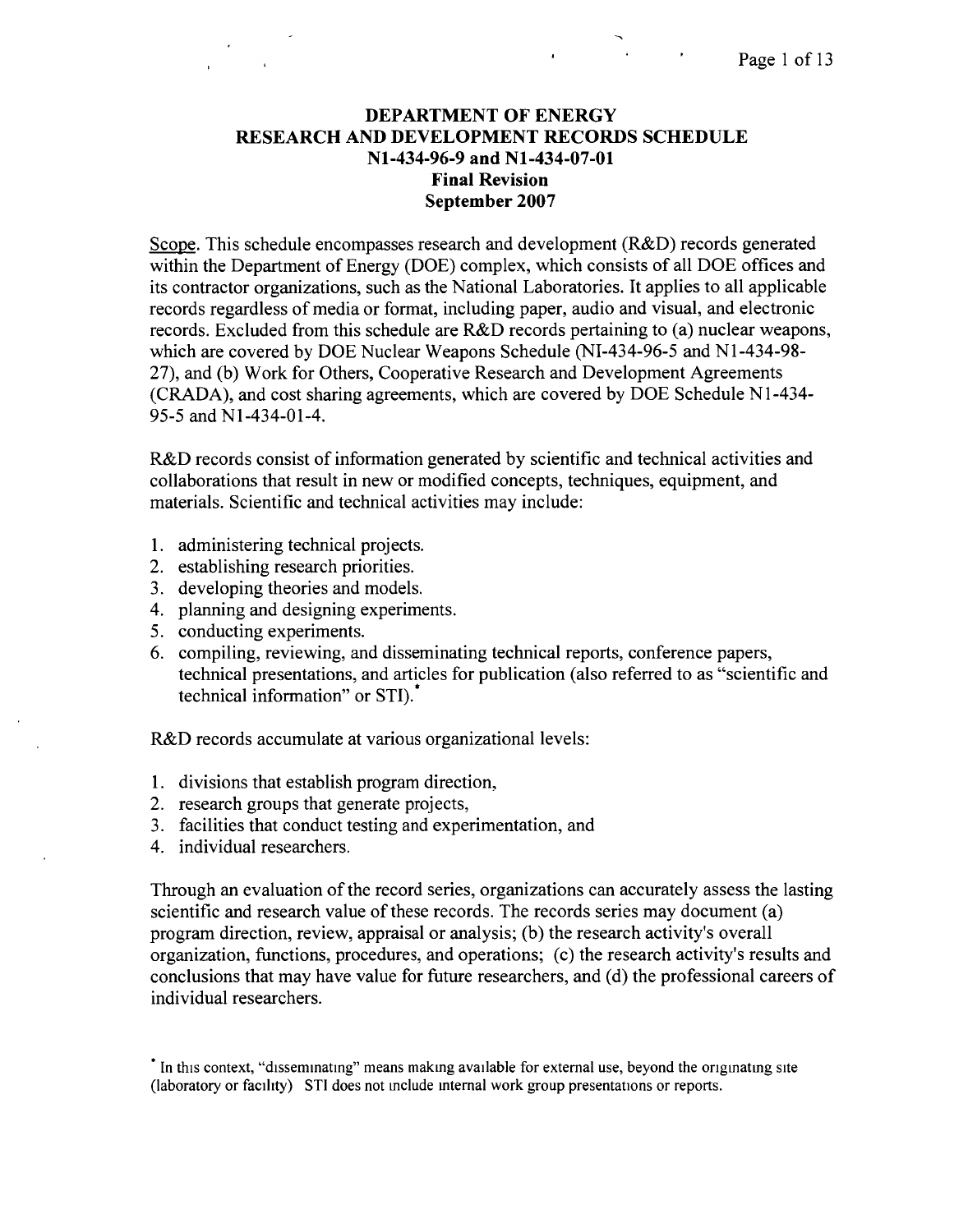# DEPARTMENT OF ENERGY
# RESEARCH AND DEVELOPMENT RECORDS SCHEDULE
# N1-434-96-9 and N1-434-07-01
# Final Revision
# September 2007

<u>Scope</u>. This schedule encompasses research and development (R&D) records generated within the Department of Energy (DOE) complex, which consists of all DOE offices and its contractor organizations, such as the National Laboratories. It applies to all applicable records regardless of media or format, including paper, audio and visual, and electronic records. Excluded from this schedule are R&D records pertaining to (a) nuclear weapons, which are covered by DOE Nuclear Weapons Schedule (NI-434-96-5 and N1-434-98-27), and (b) Work for Others, Cooperative Research and Development Agreements (CRADA), and cost sharing agreements, which are covered by DOE Schedule N1-434-95-5 and N1-434-01-4.

R&D records consist of information generated by scientific and technical activities and collaborations that result in new or modified concepts, techniques, equipment, and materials. Scientific and technical activities may include:

1. administering technical projects.
2. establishing research priorities.
3. developing theories and models.
4. planning and designing experiments.
5. conducting experiments.
6. compiling, reviewing, and disseminating technical reports, conference papers, technical presentations, and articles for publication (also referred to as "scientific and technical information" or STI).*

R&D records accumulate at various organizational levels:

1. divisions that establish program direction,
2. research groups that generate projects,
3. facilities that conduct testing and experimentation, and
4. individual researchers.

Through an evaluation of the record series, organizations can accurately assess the lasting scientific and research value of these records. The records series may document (a) program direction, review, appraisal or analysis; (b) the research activity's overall organization, functions, procedures, and operations; (c) the research activity's results and conclusions that may have value for future researchers, and (d) the professional careers of individual researchers.

* In this context, "disseminating" means making available for external use, beyond the originating site (laboratory or facility) STI does not include internal work group presentations or reports.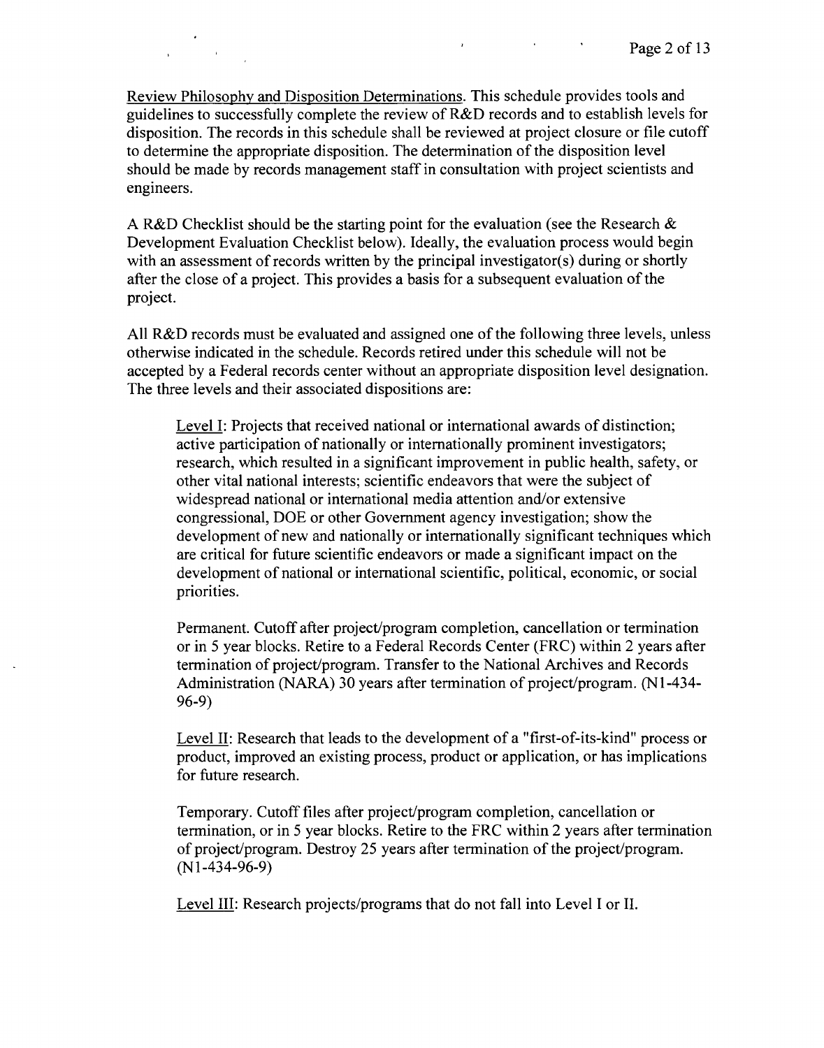<u>Review Philosophy and Disposition Determinations</u>. This schedule provides tools and guidelines to successfully complete the review of R&D records and to establish levels for disposition. The records in this schedule shall be reviewed at project closure or file cutoff to determine the appropriate disposition. The determination of the disposition level should be made by records management staff in consultation with project scientists and engineers.

A R&D Checklist should be the starting point for the evaluation (see the Research & Development Evaluation Checklist below). Ideally, the evaluation process would begin with an assessment of records written by the principal investigator(s) during or shortly after the close of a project. This provides a basis for a subsequent evaluation of the project.

All R&D records must be evaluated and assigned one of the following three levels, unless otherwise indicated in the schedule. Records retired under this schedule will not be accepted by a Federal records center without an appropriate disposition level designation. The three levels and their associated dispositions are:

> <u>Level I</u>: Projects that received national or international awards of distinction; active participation of nationally or internationally prominent investigators; research, which resulted in a significant improvement in public health, safety, or other vital national interests; scientific endeavors that were the subject of widespread national or international media attention and/or extensive congressional, DOE or other Government agency investigation; show the development of new and nationally or internationally significant techniques which are critical for future scientific endeavors or made a significant impact on the development of national or international scientific, political, economic, or social priorities.
>
> Permanent. Cutoff after project/program completion, cancellation or termination or in 5 year blocks. Retire to a Federal Records Center (FRC) within 2 years after termination of project/program. Transfer to the National Archives and Records Administration (NARA) 30 years after termination of project/program. (N1-434-96-9)
>
> <u>Level II</u>: Research that leads to the development of a "first-of-its-kind" process or product, improved an existing process, product or application, or has implications for future research.
>
> Temporary. Cutoff files after project/program completion, cancellation or termination, or in 5 year blocks. Retire to the FRC within 2 years after termination of project/program. Destroy 25 years after termination of the project/program. (N1-434-96-9)
>
> <u>Level III</u>: Research projects/programs that do not fall into Level I or II.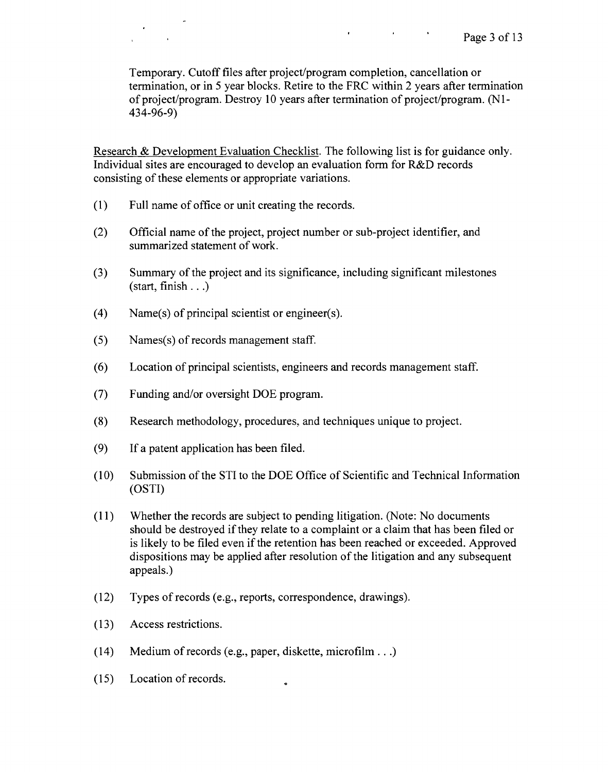Temporary. Cutoff files after project/program completion, cancellation or termination, or in 5 year blocks. Retire to the FRC within 2 years after termination of project/program. Destroy 10 years after termination of project/program. (N1-434-96-9)

Research & Development Evaluation Checklist. The following list is for guidance only. Individual sites are encouraged to develop an evaluation form for R&D records consisting of these elements or appropriate variations.

(1) Full name of office or unit creating the records.

(2) Official name of the project, project number or sub-project identifier, and summarized statement of work.

(3) Summary of the project and its significance, including significant milestones (start, finish . . .)

(4) Name(s) of principal scientist or engineer(s).

(5) Names(s) of records management staff.

(6) Location of principal scientists, engineers and records management staff.

(7) Funding and/or oversight DOE program.

(8) Research methodology, procedures, and techniques unique to project.

(9) If a patent application has been filed.

(10) Submission of the STI to the DOE Office of Scientific and Technical Information (OSTI)

(11) Whether the records are subject to pending litigation. (Note: No documents should be destroyed if they relate to a complaint or a claim that has been filed or is likely to be filed even if the retention has been reached or exceeded. Approved dispositions may be applied after resolution of the litigation and any subsequent appeals.)

(12) Types of records (e.g., reports, correspondence, drawings).

(13) Access restrictions.

(14) Medium of records (e.g., paper, diskette, microfilm . . .)

(15) Location of records.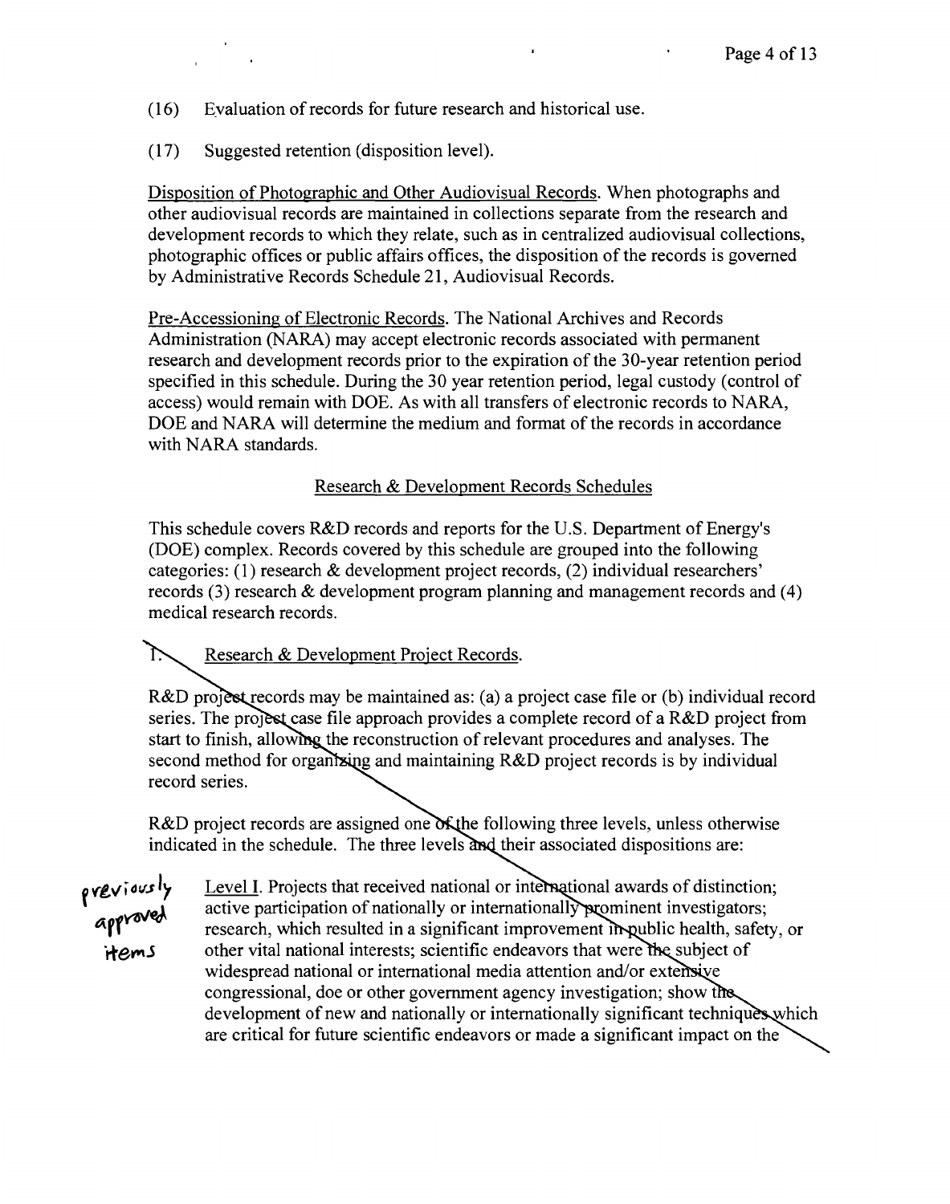(16) Evaluation of records for future research and historical use.

(17) Suggested retention (disposition level).

Disposition of Photographic and Other Audiovisual Records. When photographs and other audiovisual records are maintained in collections separate from the research and development records to which they relate, such as in centralized audiovisual collections, photographic offices or public affairs offices, the disposition of the records is governed by Administrative Records Schedule 21, Audiovisual Records.

Pre-Accessioning of Electronic Records. The National Archives and Records Administration (NARA) may accept electronic records associated with permanent research and development records prior to the expiration of the 30-year retention period specified in this schedule. During the 30 year retention period, legal custody (control of access) would remain with DOE. As with all transfers of electronic records to NARA, DOE and NARA will determine the medium and format of the records in accordance with NARA standards.

## Research & Development Records Schedules

This schedule covers R&D records and reports for the U.S. Department of Energy's (DOE) complex. Records covered by this schedule are grouped into the following categories: (1) research & development project records, (2) individual researchers' records (3) research & development program planning and management records and (4) medical research records.

### 1. Research & Development Project Records.

R&D project records may be maintained as: (a) a project case file or (b) individual record series. The project case file approach provides a complete record of a R&D project from start to finish, allowing the reconstruction of relevant procedures and analyses. The second method for organizing and maintaining R&D project records is by individual record series.

R&D project records are assigned one of the following three levels, unless otherwise indicated in the schedule. The three levels and their associated dispositions are:

previously approved items

Level I. Projects that received national or international awards of distinction; active participation of nationally or internationally prominent investigators; research, which resulted in a significant improvement in public health, safety, or other vital national interests; scientific endeavors that were the subject of widespread national or international media attention and/or extensive congressional, doe or other government agency investigation; show the development of new and nationally or internationally significant techniques which are critical for future scientific endeavors or made a significant impact on the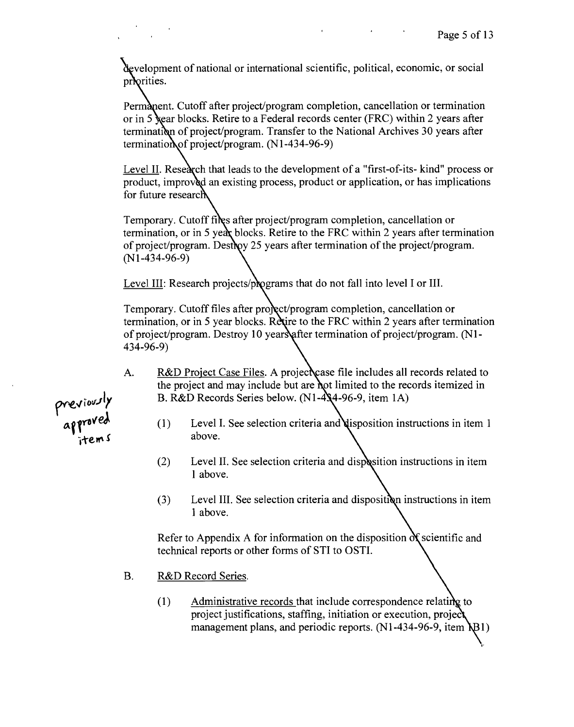development of national or international scientific, political, economic, or social priorities.

Permanent. Cutoff after project/program completion, cancellation or termination or in 5 year blocks. Retire to a Federal records center (FRC) within 2 years after termination of project/program. Transfer to the National Archives 30 years after termination of project/program. (N1-434-96-9)

Level II. Research that leads to the development of a "first-of-its- kind" process or product, improved an existing process, product or application, or has implications for future research.

Temporary. Cutoff files after project/program completion, cancellation or termination, or in 5 year blocks. Retire to the FRC within 2 years after termination of project/program. Destroy 25 years after termination of the project/program. (N1-434-96-9)

Level III: Research projects/programs that do not fall into level I or III.

Temporary. Cutoff files after project/program completion, cancellation or termination, or in 5 year blocks. Retire to the FRC within 2 years after termination of project/program. Destroy 10 years after termination of project/program. (N1-434-96-9)

previously approved items

A. R&D Project Case Files. A project case file includes all records related to the project and may include but are not limited to the records itemized in B. R&D Records Series below. (N1-434-96-9, item 1A)

(1) Level I. See selection criteria and disposition instructions in item 1 above.

(2) Level II. See selection criteria and disposition instructions in item 1 above.

(3) Level III. See selection criteria and disposition instructions in item 1 above.

Refer to Appendix A for information on the disposition of scientific and technical reports or other forms of STI to OSTI.

B. R&D Record Series.

(1) Administrative records that include correspondence relating to project justifications, staffing, initiation or execution, project management plans, and periodic reports. (N1-434-96-9, item B1)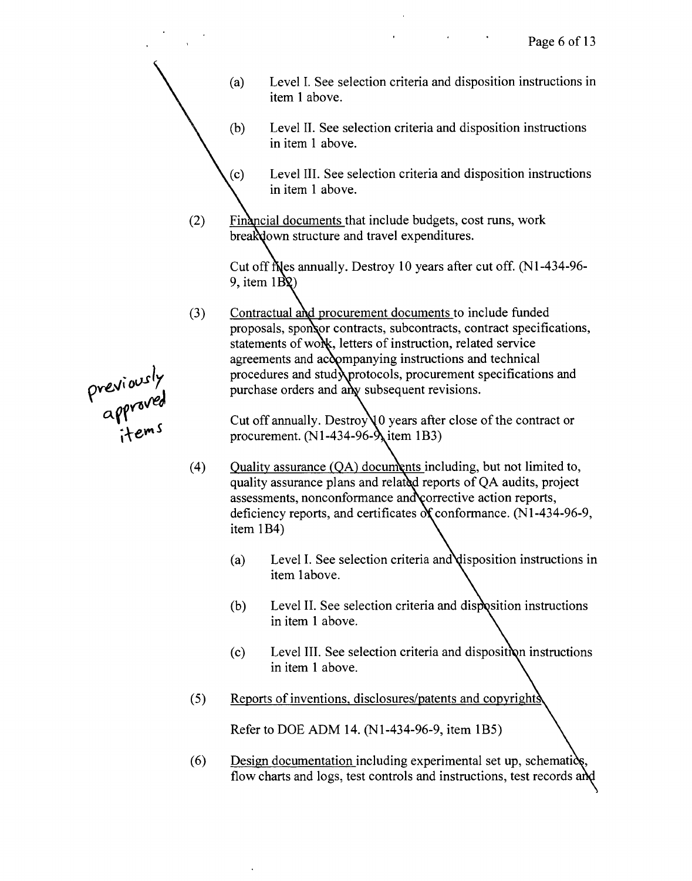(a) Level I. See selection criteria and disposition instructions in item 1 above.

(b) Level II. See selection criteria and disposition instructions in item 1 above.

(c) Level III. See selection criteria and disposition instructions in item 1 above.

(2) Financial documents that include budgets, cost runs, work breakdown structure and travel expenditures.

Cut off files annually. Destroy 10 years after cut off. (N1-434-96-9, item 1B2)

(3) Contractual and procurement documents to include funded proposals, sponsor contracts, subcontracts, contract specifications, statements of work, letters of instruction, related service agreements and accompanying instructions and technical procedures and study protocols, procurement specifications and purchase orders and any subsequent revisions.

Cut off annually. Destroy 10 years after close of the contract or procurement. (N1-434-96-9, item 1B3)

previously approved items

(4) Quality assurance (QA) documents including, but not limited to, quality assurance plans and related reports of QA audits, project assessments, nonconformance and corrective action reports, deficiency reports, and certificates of conformance. (N1-434-96-9, item 1B4)

(a) Level I. See selection criteria and disposition instructions in item 1above.

(b) Level II. See selection criteria and disposition instructions in item 1 above.

(c) Level III. See selection criteria and disposition instructions in item 1 above.

(5) Reports of inventions, disclosures/patents and copyrights

Refer to DOE ADM 14. (N1-434-96-9, item 1B5)

(6) Design documentation including experimental set up, schematics, flow charts and logs, test controls and instructions, test records and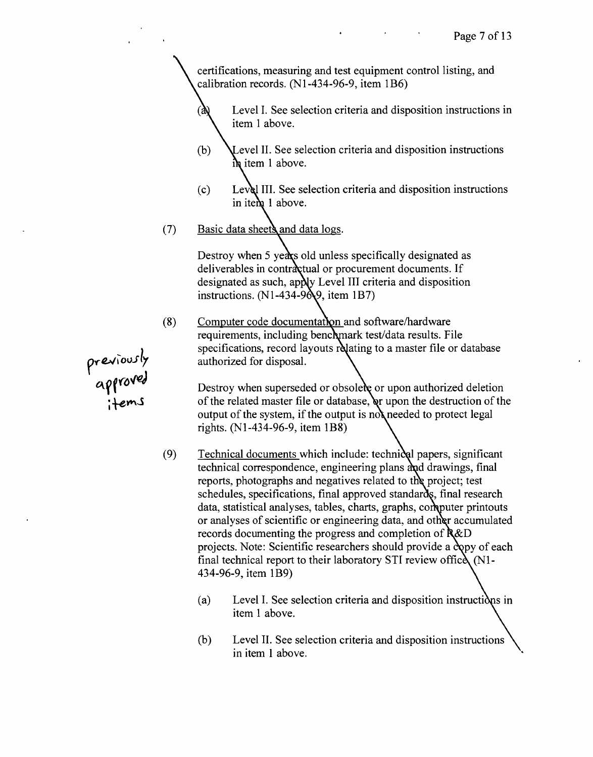certifications, measuring and test equipment control listing, and calibration records. (N1-434-96-9, item 1B6)

(a) Level I. See selection criteria and disposition instructions in item 1 above.

(b) Level II. See selection criteria and disposition instructions in item 1 above.

(c) Level III. See selection criteria and disposition instructions in item 1 above.

(7) Basic data sheets and data logs.

Destroy when 5 years old unless specifically designated as deliverables in contractual or procurement documents. If designated as such, apply Level III criteria and disposition instructions. (N1-434-96-9, item 1B7)

(8) Computer code documentation and software/hardware requirements, including benchmark test/data results. File specifications, record layouts relating to a master file or database authorized for disposal.

previously approved items

Destroy when superseded or obsolete or upon authorized deletion of the related master file or database, or upon the destruction of the output of the system, if the output is not needed to protect legal rights. (N1-434-96-9, item 1B8)

(9) Technical documents which include: technical papers, significant technical correspondence, engineering plans and drawings, final reports, photographs and negatives related to the project; test schedules, specifications, final approved standards, final research data, statistical analyses, tables, charts, graphs, computer printouts or analyses of scientific or engineering data, and other accumulated records documenting the progress and completion of R&D projects. Note: Scientific researchers should provide a copy of each final technical report to their laboratory STI review office. (N1-434-96-9, item 1B9)

(a) Level I. See selection criteria and disposition instructions in item 1 above.

(b) Level II. See selection criteria and disposition instructions in item 1 above.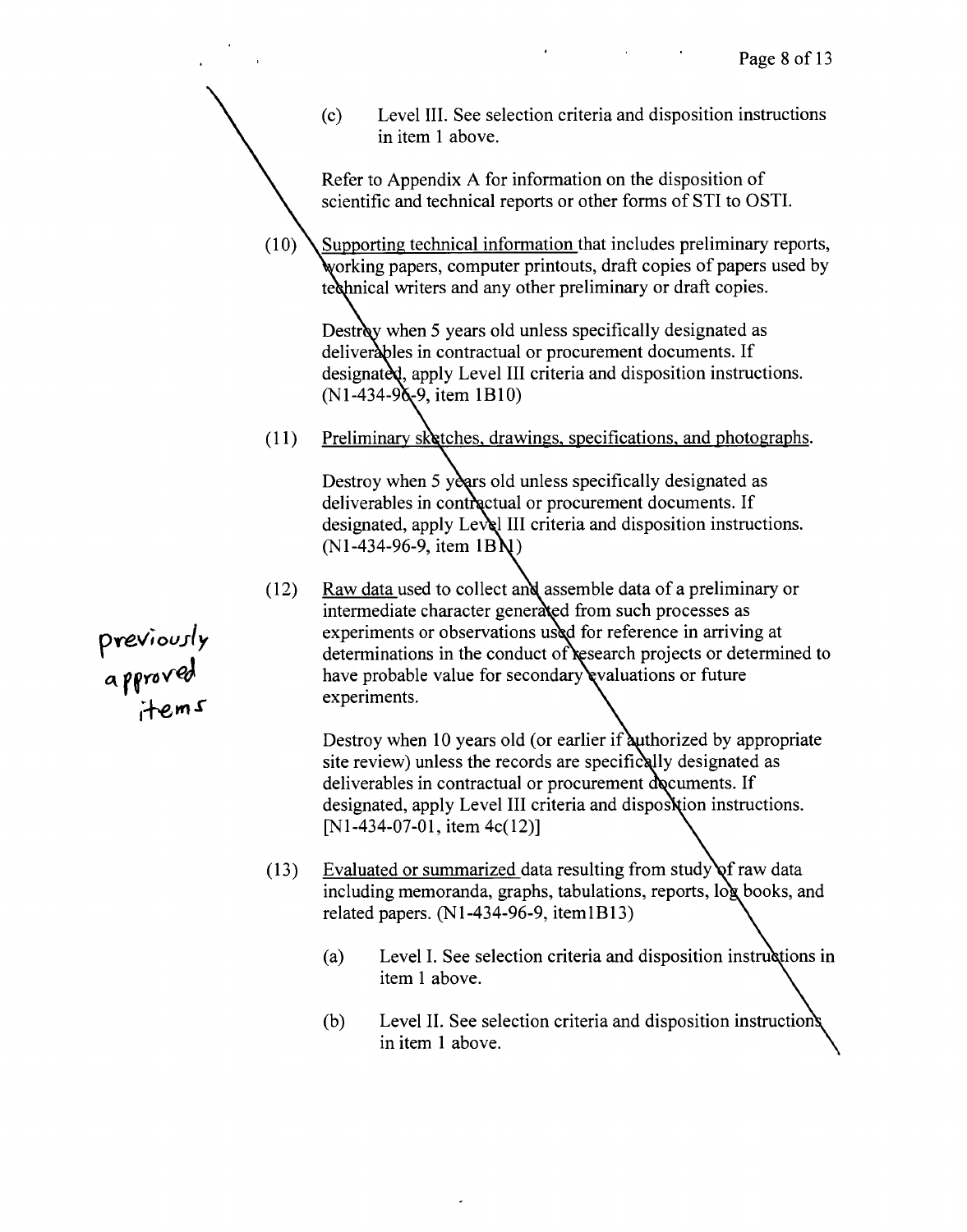(c) Level III. See selection criteria and disposition instructions in item 1 above.

Refer to Appendix A for information on the disposition of scientific and technical reports or other forms of STI to OSTI.

(10) Supporting technical information that includes preliminary reports, working papers, computer printouts, draft copies of papers used by technical writers and any other preliminary or draft copies.

Destroy when 5 years old unless specifically designated as deliverables in contractual or procurement documents. If designated, apply Level III criteria and disposition instructions. (N1-434-96-9, item 1B10)

(11) Preliminary sketches, drawings, specifications, and photographs.

Destroy when 5 years old unless specifically designated as deliverables in contractual or procurement documents. If designated, apply Level III criteria and disposition instructions. (N1-434-96-9, item 1B11)

previously approved items

(12) Raw data used to collect and assemble data of a preliminary or intermediate character generated from such processes as experiments or observations used for reference in arriving at determinations in the conduct of research projects or determined to have probable value for secondary evaluations or future experiments.

Destroy when 10 years old (or earlier if authorized by appropriate site review) unless the records are specifically designated as deliverables in contractual or procurement documents. If designated, apply Level III criteria and disposition instructions. [N1-434-07-01, item 4c(12)]

(13) Evaluated or summarized data resulting from study of raw data including memoranda, graphs, tabulations, reports, log books, and related papers. (N1-434-96-9, item1B13)

(a) Level I. See selection criteria and disposition instructions in item 1 above.

(b) Level II. See selection criteria and disposition instructions in item 1 above.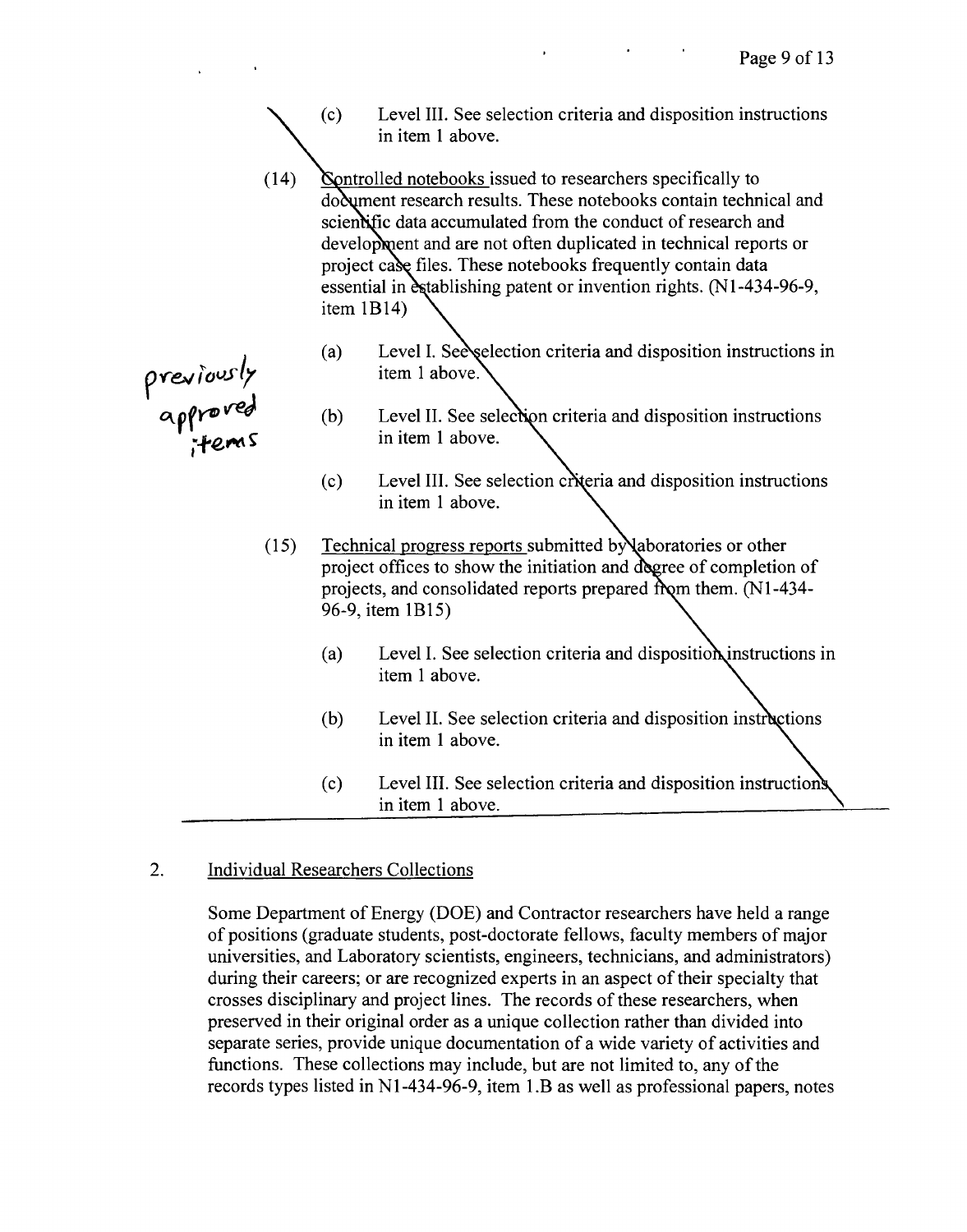(c) Level III. See selection criteria and disposition instructions in item 1 above.

(14) Controlled notebooks issued to researchers specifically to document research results. These notebooks contain technical and scientific data accumulated from the conduct of research and development and are not often duplicated in technical reports or project case files. These notebooks frequently contain data essential in establishing patent or invention rights. (N1-434-96-9, item 1B14)

(a) Level I. See selection criteria and disposition instructions in item 1 above.

(b) Level II. See selection criteria and disposition instructions in item 1 above.

(c) Level III. See selection criteria and disposition instructions in item 1 above.

previously approved items

(15) Technical progress reports submitted by laboratories or other project offices to show the initiation and degree of completion of projects, and consolidated reports prepared from them. (N1-434-96-9, item 1B15)

(a) Level I. See selection criteria and disposition instructions in item 1 above.

(b) Level II. See selection criteria and disposition instructions in item 1 above.

(c) Level III. See selection criteria and disposition instructions in item 1 above.

2. Individual Researchers Collections

Some Department of Energy (DOE) and Contractor researchers have held a range of positions (graduate students, post-doctorate fellows, faculty members of major universities, and Laboratory scientists, engineers, technicians, and administrators) during their careers; or are recognized experts in an aspect of their specialty that crosses disciplinary and project lines. The records of these researchers, when preserved in their original order as a unique collection rather than divided into separate series, provide unique documentation of a wide variety of activities and functions. These collections may include, but are not limited to, any of the records types listed in N1-434-96-9, item 1.B as well as professional papers, notes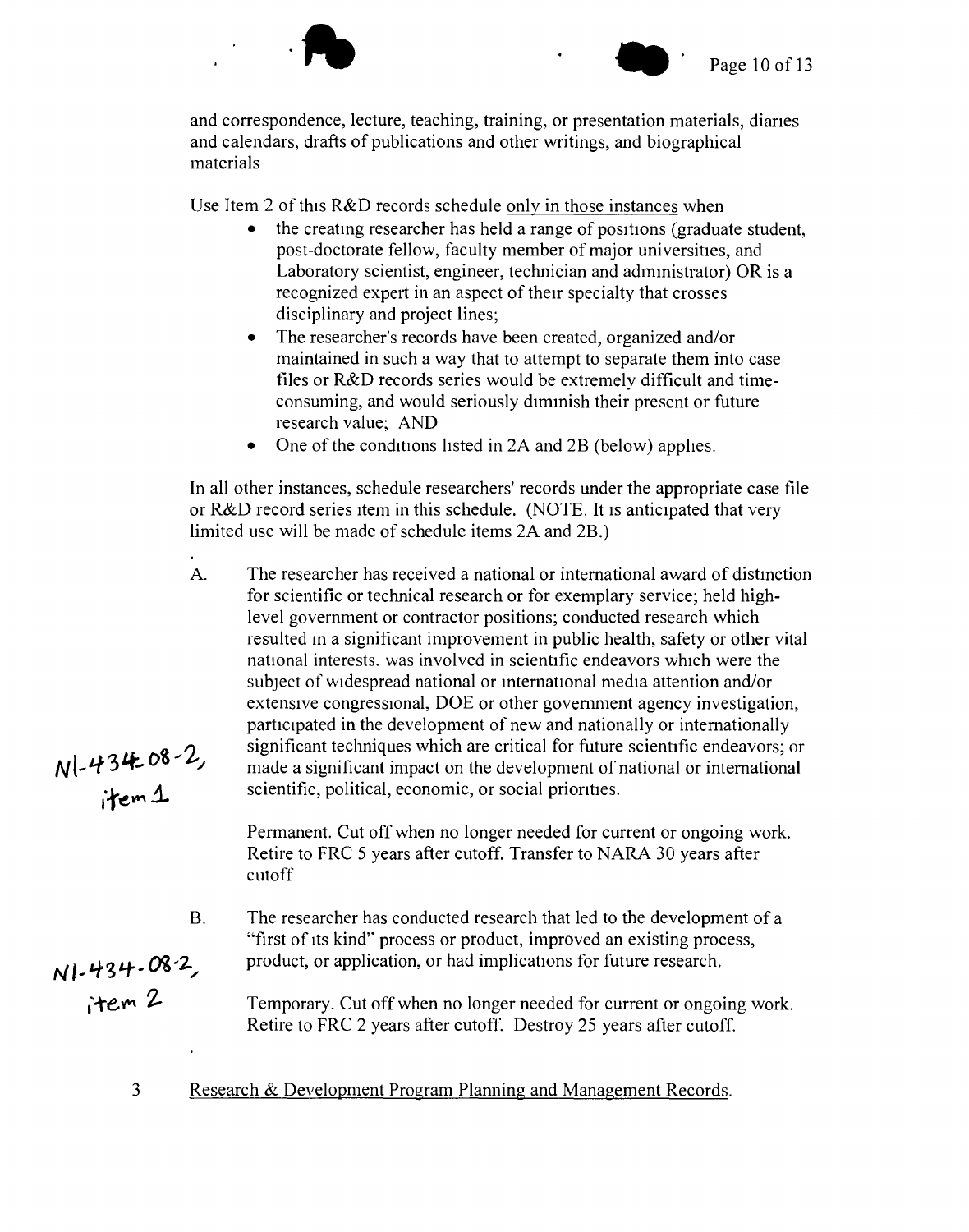and correspondence, lecture, teaching, training, or presentation materials, diaries and calendars, drafts of publications and other writings, and biographical materials

Use Item 2 of this R&D records schedule only in those instances when

- the creating researcher has held a range of positions (graduate student, post-doctorate fellow, faculty member of major universities, and Laboratory scientist, engineer, technician and administrator) OR is a recognized expert in an aspect of their specialty that crosses disciplinary and project lines;
- The researcher's records have been created, organized and/or maintained in such a way that to attempt to separate them into case files or R&D records series would be extremely difficult and time-consuming, and would seriously diminish their present or future research value; AND
- One of the conditions listed in 2A and 2B (below) applies.

In all other instances, schedule researchers' records under the appropriate case file or R&D record series item in this schedule. (NOTE. It is anticipated that very limited use will be made of schedule items 2A and 2B.)

N1-434-08-2, item 1

A. The researcher has received a national or international award of distinction for scientific or technical research or for exemplary service; held high-level government or contractor positions; conducted research which resulted in a significant improvement in public health, safety or other vital national interests. was involved in scientific endeavors which were the subject of widespread national or international media attention and/or extensive congressional, DOE or other government agency investigation, participated in the development of new and nationally or internationally significant techniques which are critical for future scientific endeavors; or made a significant impact on the development of national or international scientific, political, economic, or social priorities.

   Permanent. Cut off when no longer needed for current or ongoing work. Retire to FRC 5 years after cutoff. Transfer to NARA 30 years after cutoff

N1-434-08-2, item 2

B. The researcher has conducted research that led to the development of a "first of its kind" process or product, improved an existing process, product, or application, or had implications for future research.

   Temporary. Cut off when no longer needed for current or ongoing work. Retire to FRC 2 years after cutoff. Destroy 25 years after cutoff.

3 Research & Development Program Planning and Management Records.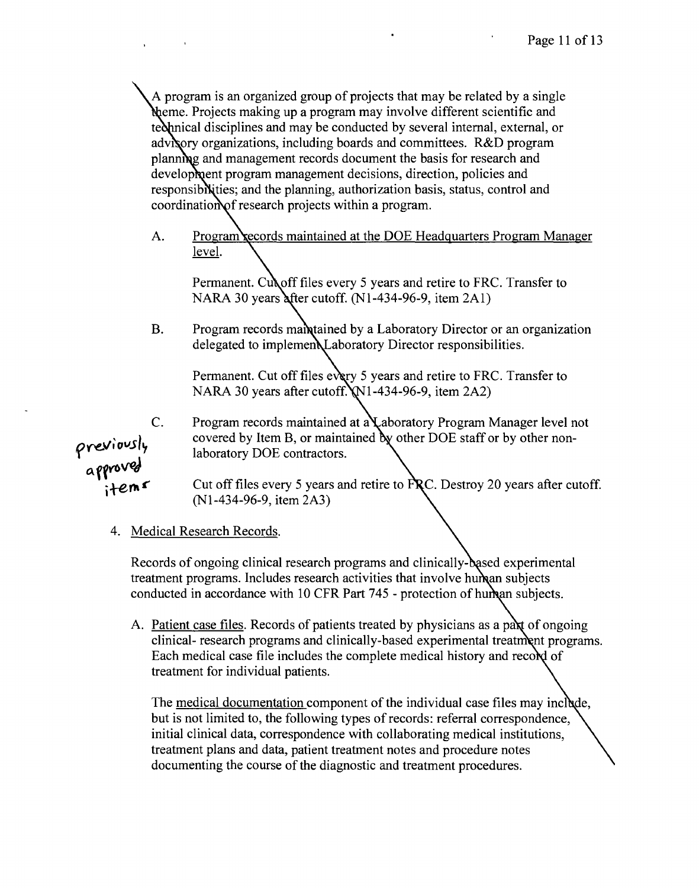A program is an organized group of projects that may be related by a single theme. Projects making up a program may involve different scientific and technical disciplines and may be conducted by several internal, external, or advisory organizations, including boards and committees. R&D program planning and management records document the basis for research and development program management decisions, direction, policies and responsibilities; and the planning, authorization basis, status, control and coordination of research projects within a program.

A. Program records maintained at the DOE Headquarters Program Manager level.

   Permanent. Cut off files every 5 years and retire to FRC. Transfer to NARA 30 years after cutoff. (N1-434-96-9, item 2A1)

B. Program records maintained by a Laboratory Director or an organization delegated to implement Laboratory Director responsibilities.

   Permanent. Cut off files every 5 years and retire to FRC. Transfer to NARA 30 years after cutoff. (N1-434-96-9, item 2A2)

C. Program records maintained at a Laboratory Program Manager level not covered by Item B, or maintained by other DOE staff or by other non-laboratory DOE contractors.

   Cut off files every 5 years and retire to FRC. Destroy 20 years after cutoff. (N1-434-96-9, item 2A3)

previously approved items

4. Medical Research Records.

   Records of ongoing clinical research programs and clinically-based experimental treatment programs. Includes research activities that involve human subjects conducted in accordance with 10 CFR Part 745 - protection of human subjects.

   A. Patient case files. Records of patients treated by physicians as a part of ongoing clinical- research programs and clinically-based experimental treatment programs. Each medical case file includes the complete medical history and record of treatment for individual patients.

      The medical documentation component of the individual case files may include, but is not limited to, the following types of records: referral correspondence, initial clinical data, correspondence with collaborating medical institutions, treatment plans and data, patient treatment notes and procedure notes documenting the course of the diagnostic and treatment procedures.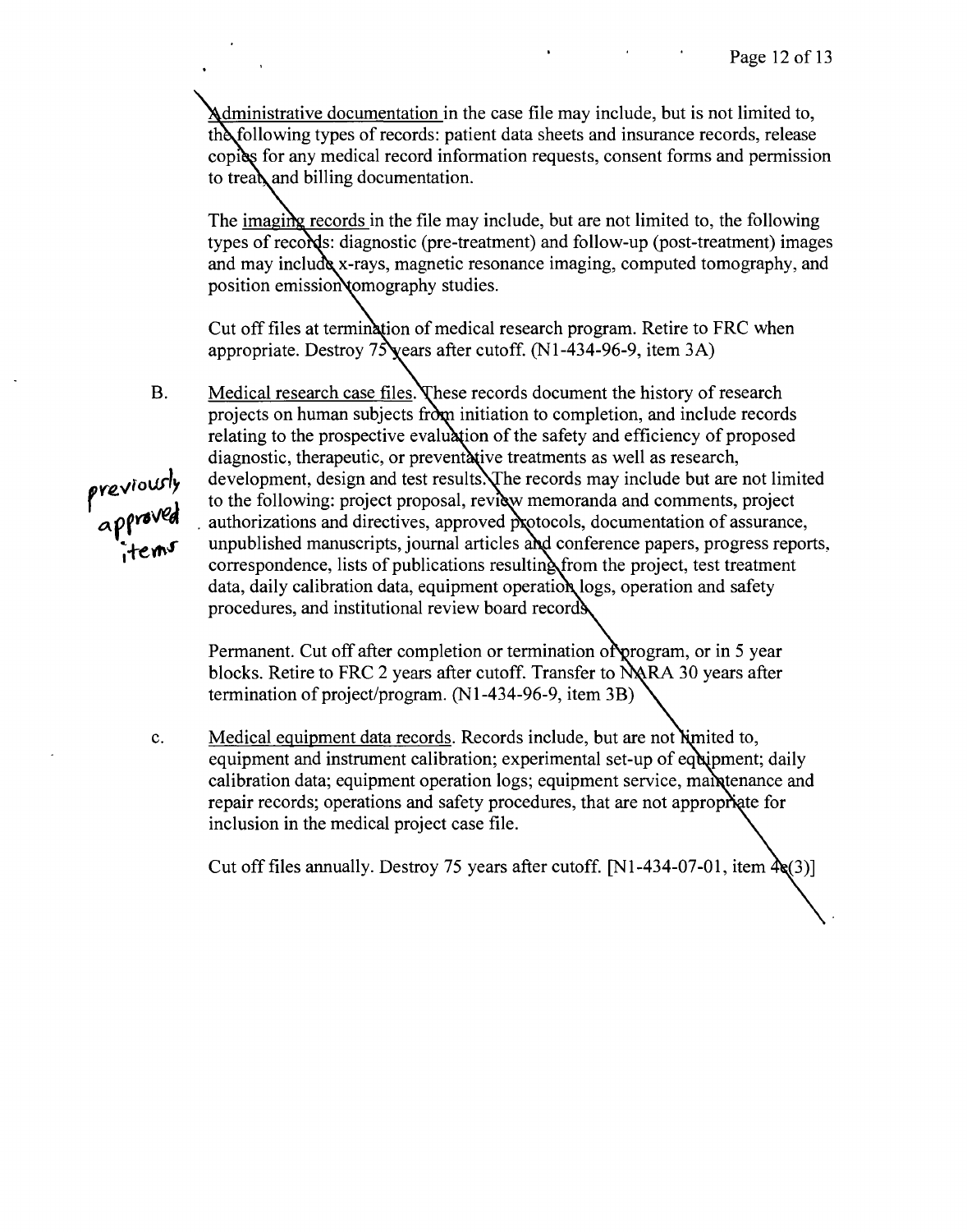Administrative documentation in the case file may include, but is not limited to, the following types of records: patient data sheets and insurance records, release copies for any medical record information requests, consent forms and permission to treat and billing documentation.

The imaging records in the file may include, but are not limited to, the following types of records: diagnostic (pre-treatment) and follow-up (post-treatment) images and may include x-rays, magnetic resonance imaging, computed tomography, and position emission tomography studies.

Cut off files at termination of medical research program. Retire to FRC when appropriate. Destroy 75 years after cutoff. (N1-434-96-9, item 3A)

B. Medical research case files. These records document the history of research projects on human subjects from initiation to completion, and include records relating to the prospective evaluation of the safety and efficiency of proposed diagnostic, therapeutic, or preventative treatments as well as research, development, design and test results. The records may include but are not limited to the following: project proposal, review memoranda and comments, project authorizations and directives, approved protocols, documentation of assurance, unpublished manuscripts, journal articles and conference papers, progress reports, correspondence, lists of publications resulting from the project, test treatment data, daily calibration data, equipment operation logs, operation and safety procedures, and institutional review board records.

previously approved items

Permanent. Cut off after completion or termination of program, or in 5 year blocks. Retire to FRC 2 years after cutoff. Transfer to NARA 30 years after termination of project/program. (N1-434-96-9, item 3B)

c. Medical equipment data records. Records include, but are not limited to, equipment and instrument calibration; experimental set-up of equipment; daily calibration data; equipment operation logs; equipment service, maintenance and repair records; operations and safety procedures, that are not appropriate for inclusion in the medical project case file.

Cut off files annually. Destroy 75 years after cutoff. [N1-434-07-01, item 4c(3)]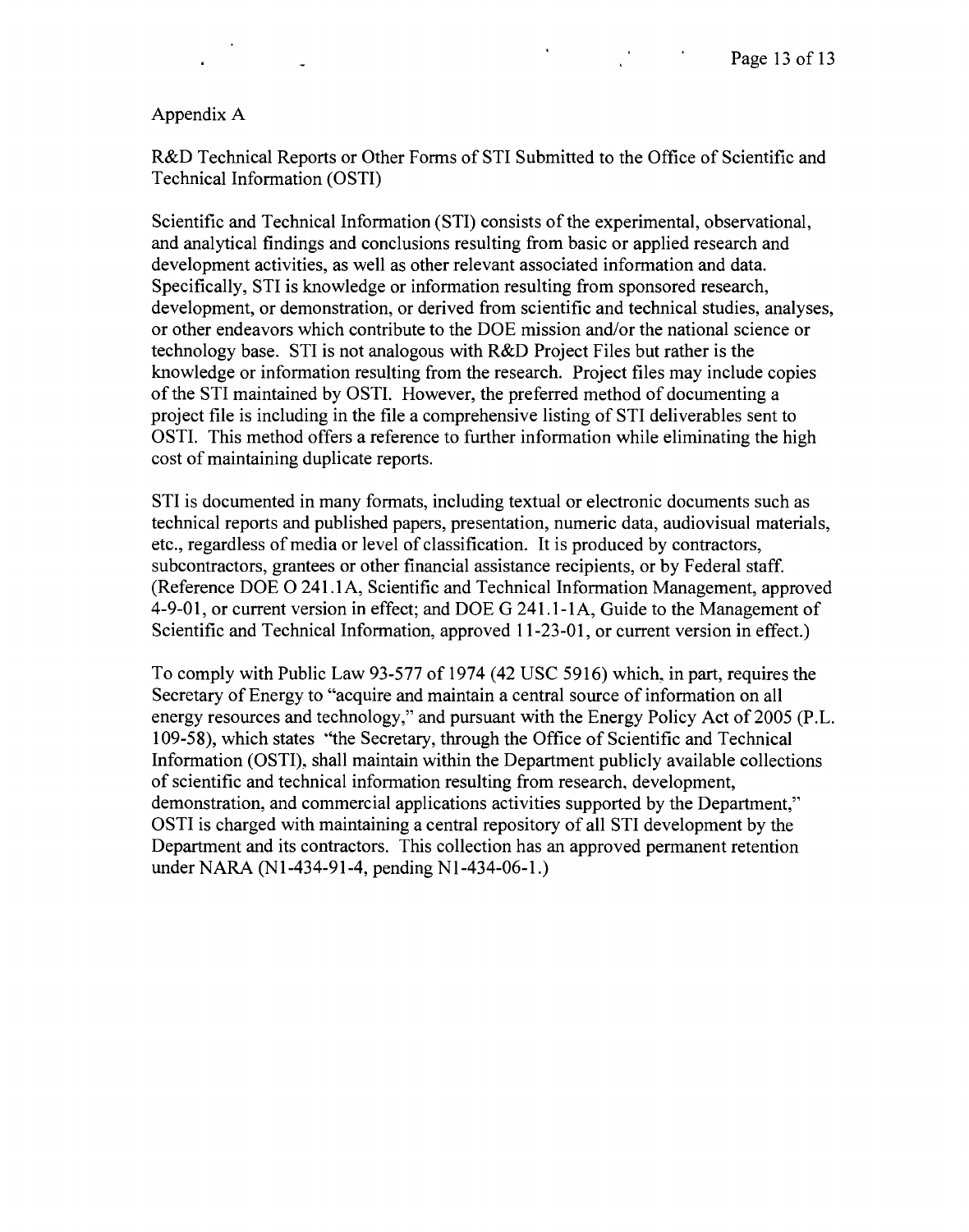Appendix A

R&D Technical Reports or Other Forms of STI Submitted to the Office of Scientific and Technical Information (OSTI)

Scientific and Technical Information (STI) consists of the experimental, observational, and analytical findings and conclusions resulting from basic or applied research and development activities, as well as other relevant associated information and data. Specifically, STI is knowledge or information resulting from sponsored research, development, or demonstration, or derived from scientific and technical studies, analyses, or other endeavors which contribute to the DOE mission and/or the national science or technology base. STI is not analogous with R&D Project Files but rather is the knowledge or information resulting from the research. Project files may include copies of the STI maintained by OSTI. However, the preferred method of documenting a project file is including in the file a comprehensive listing of STI deliverables sent to OSTI. This method offers a reference to further information while eliminating the high cost of maintaining duplicate reports.

STI is documented in many formats, including textual or electronic documents such as technical reports and published papers, presentation, numeric data, audiovisual materials, etc., regardless of media or level of classification. It is produced by contractors, subcontractors, grantees or other financial assistance recipients, or by Federal staff. (Reference DOE O 241.1A, Scientific and Technical Information Management, approved 4-9-01, or current version in effect; and DOE G 241.1-1A, Guide to the Management of Scientific and Technical Information, approved 11-23-01, or current version in effect.)

To comply with Public Law 93-577 of 1974 (42 USC 5916) which, in part, requires the Secretary of Energy to "acquire and maintain a central source of information on all energy resources and technology," and pursuant with the Energy Policy Act of 2005 (P.L. 109-58), which states "the Secretary, through the Office of Scientific and Technical Information (OSTI), shall maintain within the Department publicly available collections of scientific and technical information resulting from research, development, demonstration, and commercial applications activities supported by the Department," OSTI is charged with maintaining a central repository of all STI development by the Department and its contractors. This collection has an approved permanent retention under NARA (N1-434-91-4, pending N1-434-06-1.)